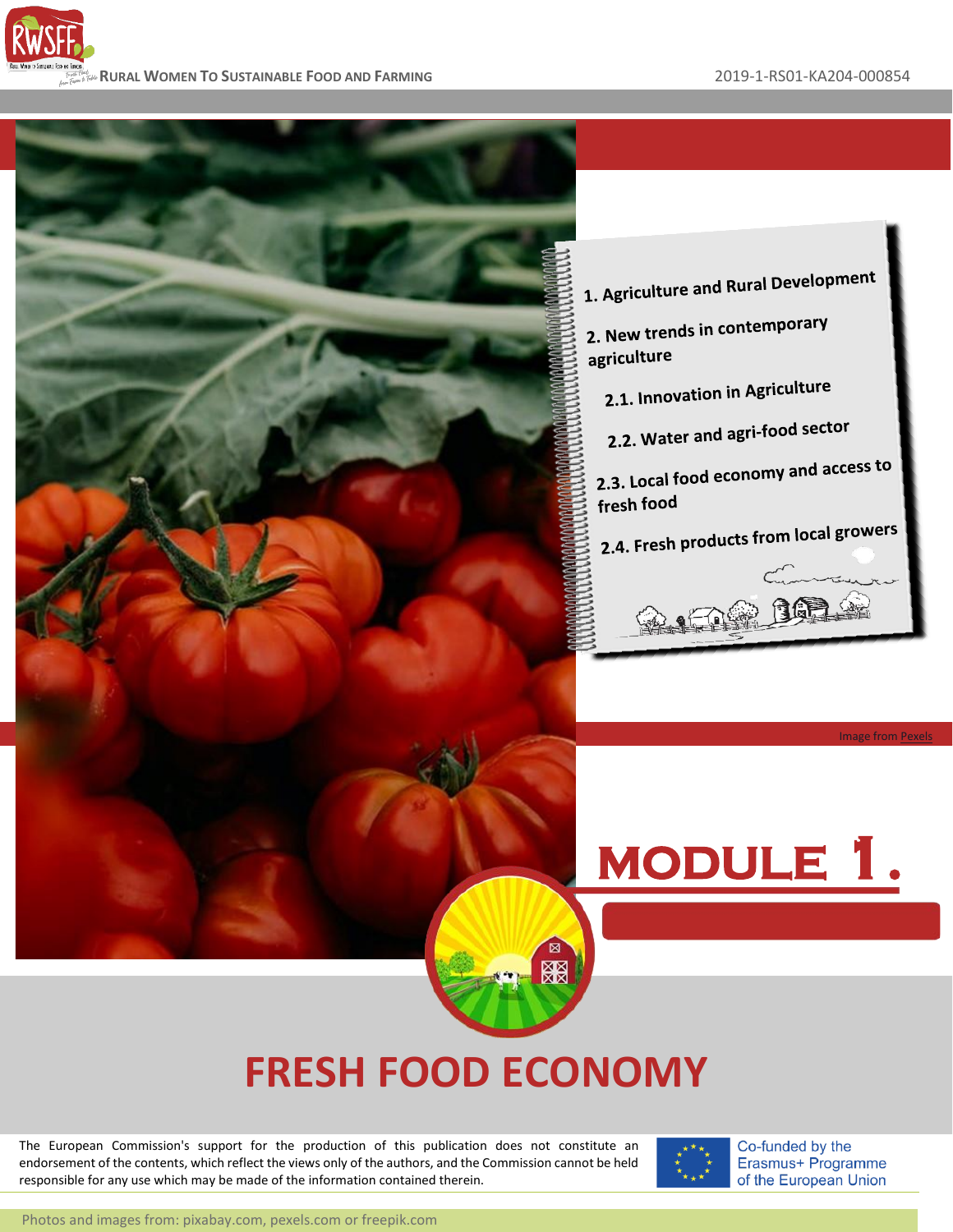RURAL WOMEN TO SUSTAINABLE FOOD AND FARMING

2019-1-RS01-KA204-000854

1. Agriculture and Rural Development
2. New trends in contemporary agriculture
   - 2.1. Innovation in Agriculture
   - 2.2. Water and agri-food sector
   - 2.3. Local food economy and access to fresh food
   - 2.4. Fresh products from local growers

Image from Pexels

# MODULE 1.

# FRESH FOOD ECONOMY

The European Commission's support for the production of this publication does not constitute an endorsement of the contents, which reflect the views only of the authors, and the Commission cannot be held responsible for any use which may be made of the information contained therein.

Co-funded by the Erasmus+ Programme of the European Union

Photos and images from: pixabay.com, pexels.com or freepik.com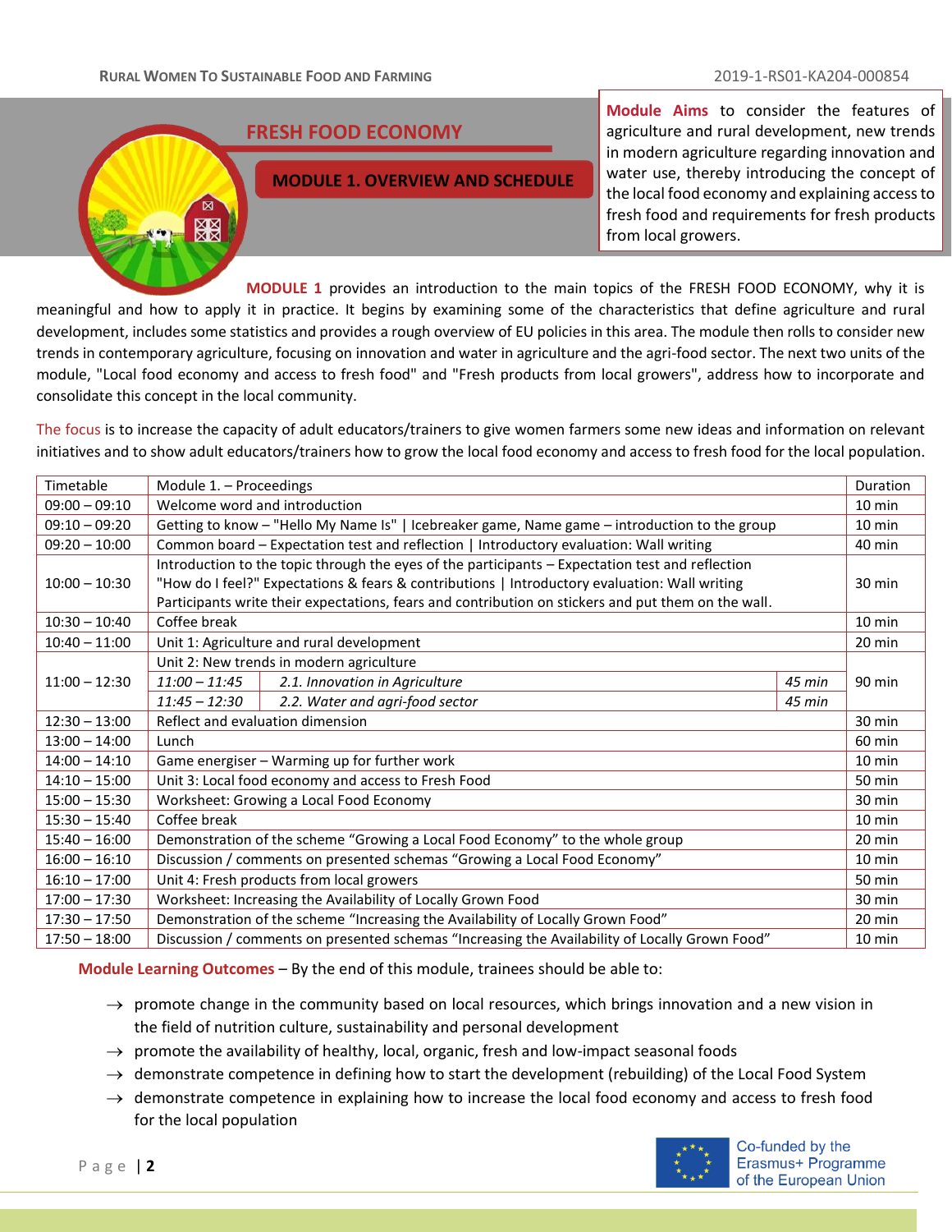## FRESH FOOD ECONOMY

### MODULE 1. OVERVIEW AND SCHEDULE

**Module Aims** to consider the features of agriculture and rural development, new trends in modern agriculture regarding innovation and water use, thereby introducing the concept of the local food economy and explaining access to fresh food and requirements for fresh products from local growers.

**MODULE 1** provides an introduction to the main topics of the FRESH FOOD ECONOMY, why it is meaningful and how to apply it in practice. It begins by examining some of the characteristics that define agriculture and rural development, includes some statistics and provides a rough overview of EU policies in this area. The module then rolls to consider new trends in contemporary agriculture, focusing on innovation and water in agriculture and the agri-food sector. The next two units of the module, "Local food economy and access to fresh food" and "Fresh products from local growers", address how to incorporate and consolidate this concept in the local community.

The focus is to increase the capacity of adult educators/trainers to give women farmers some new ideas and information on relevant initiatives and to show adult educators/trainers how to grow the local food economy and access to fresh food for the local population.

| Timetable | Module 1. – Proceedings | | | Duration |
|---|---|---|---|---|
| 09:00 – 09:10 | Welcome word and introduction | | | 10 min |
| 09:10 – 09:20 | Getting to know – "Hello My Name Is" \| Icebreaker game, Name game – introduction to the group | | | 10 min |
| 09:20 – 10:00 | Common board – Expectation test and reflection \| Introductory evaluation: Wall writing | | | 40 min |
| 10:00 – 10:30 | Introduction to the topic through the eyes of the participants – Expectation test and reflection<br>"How do I feel?" Expectations & fears & contributions \| Introductory evaluation: Wall writing<br>Participants write their expectations, fears and contribution on stickers and put them on the wall. | | | 30 min |
| 10:30 – 10:40 | Coffee break | | | 10 min |
| 10:40 – 11:00 | Unit 1: Agriculture and rural development | | | 20 min |
| 11:00 – 12:30 | Unit 2: New trends in modern agriculture | | | 90 min |
| | *11:00 – 11:45* | *2.1. Innovation in Agriculture* | *45 min* | |
| | *11:45 – 12:30* | *2.2. Water and agri-food sector* | *45 min* | |
| 12:30 – 13:00 | Reflect and evaluation dimension | | | 30 min |
| 13:00 – 14:00 | Lunch | | | 60 min |
| 14:00 – 14:10 | Game energiser – Warming up for further work | | | 10 min |
| 14:10 – 15:00 | Unit 3: Local food economy and access to Fresh Food | | | 50 min |
| 15:00 – 15:30 | Worksheet: Growing a Local Food Economy | | | 30 min |
| 15:30 – 15:40 | Coffee break | | | 10 min |
| 15:40 – 16:00 | Demonstration of the scheme "Growing a Local Food Economy" to the whole group | | | 20 min |
| 16:00 – 16:10 | Discussion / comments on presented schemas "Growing a Local Food Economy" | | | 10 min |
| 16:10 – 17:00 | Unit 4: Fresh products from local growers | | | 50 min |
| 17:00 – 17:30 | Worksheet: Increasing the Availability of Locally Grown Food | | | 30 min |
| 17:30 – 17:50 | Demonstration of the scheme "Increasing the Availability of Locally Grown Food" | | | 20 min |
| 17:50 – 18:00 | Discussion / comments on presented schemas "Increasing the Availability of Locally Grown Food" | | | 10 min |

**Module Learning Outcomes** – By the end of this module, trainees should be able to:

- → promote change in the community based on local resources, which brings innovation and a new vision in the field of nutrition culture, sustainability and personal development
- → promote the availability of healthy, local, organic, fresh and low-impact seasonal foods
- → demonstrate competence in defining how to start the development (rebuilding) of the Local Food System
- → demonstrate competence in explaining how to increase the local food economy and access to fresh food for the local population

Co-funded by the Erasmus+ Programme of the European Union